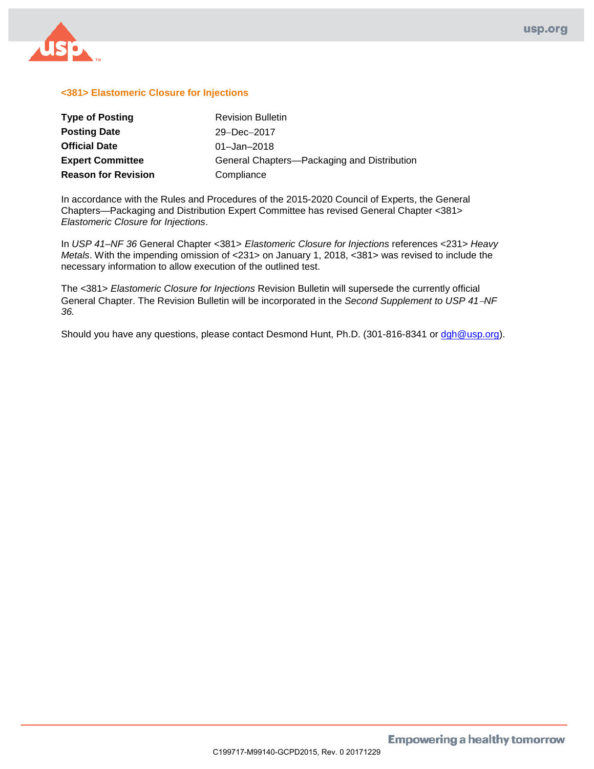## <381> Elastomeric Closure for Injections

| | |
|---|---|
| **Type of Posting** | Revision Bulletin |
| **Posting Date** | 29–Dec–2017 |
| **Official Date** | 01–Jan–2018 |
| **Expert Committee** | General Chapters—Packaging and Distribution |
| **Reason for Revision** | Compliance |

In accordance with the Rules and Procedures of the 2015-2020 Council of Experts, the General Chapters—Packaging and Distribution Expert Committee has revised General Chapter <381> *Elastomeric Closure for Injections*.

In *USP 41–NF 36* General Chapter <381> *Elastomeric Closure for Injections* references <231> *Heavy Metals*. With the impending omission of <231> on January 1, 2018, <381> was revised to include the necessary information to allow execution of the outlined test.

The <381> *Elastomeric Closure for Injections* Revision Bulletin will supersede the currently official General Chapter. The Revision Bulletin will be incorporated in the *Second Supplement to USP 41–NF 36.*

Should you have any questions, please contact Desmond Hunt, Ph.D. (301-816-8341 or dgh@usp.org).

C199717-M99140-GCPD2015, Rev. 0 20171229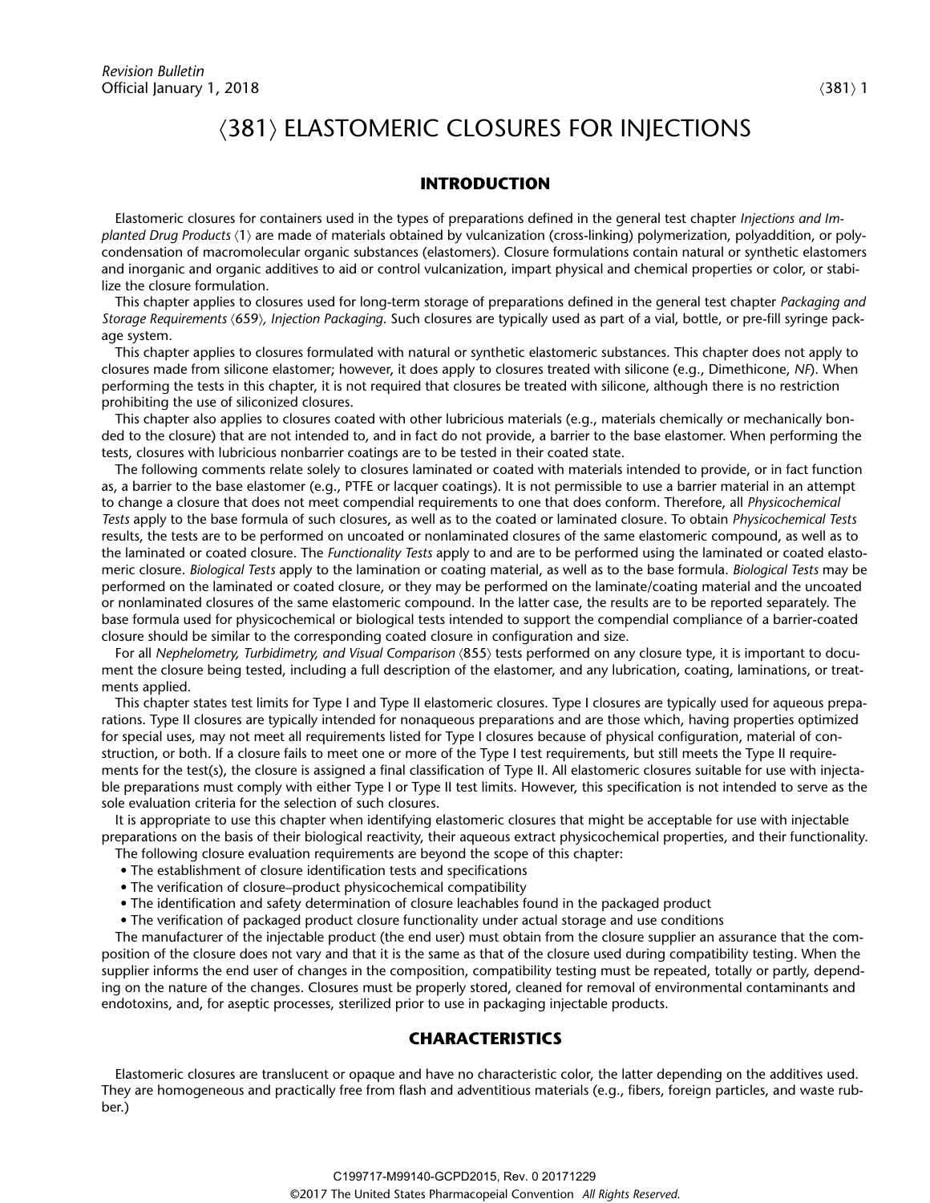# ⟨381⟩ ELASTOMERIC CLOSURES FOR INJECTIONS

## INTRODUCTION

Elastomeric closures for containers used in the types of preparations defined in the general test chapter *Injections and Implanted Drug Products* ⟨1⟩ are made of materials obtained by vulcanization (cross-linking) polymerization, polyaddition, or polycondensation of macromolecular organic substances (elastomers). Closure formulations contain natural or synthetic elastomers and inorganic and organic additives to aid or control vulcanization, impart physical and chemical properties or color, or stabilize the closure formulation.

This chapter applies to closures used for long-term storage of preparations defined in the general test chapter *Packaging and Storage Requirements* ⟨659⟩*, Injection Packaging.* Such closures are typically used as part of a vial, bottle, or pre-fill syringe package system.

This chapter applies to closures formulated with natural or synthetic elastomeric substances. This chapter does not apply to closures made from silicone elastomer; however, it does apply to closures treated with silicone (e.g., Dimethicone, *NF*). When performing the tests in this chapter, it is not required that closures be treated with silicone, although there is no restriction prohibiting the use of siliconized closures.

This chapter also applies to closures coated with other lubricious materials (e.g., materials chemically or mechanically bonded to the closure) that are not intended to, and in fact do not provide, a barrier to the base elastomer. When performing the tests, closures with lubricious nonbarrier coatings are to be tested in their coated state.

The following comments relate solely to closures laminated or coated with materials intended to provide, or in fact function as, a barrier to the base elastomer (e.g., PTFE or lacquer coatings). It is not permissible to use a barrier material in an attempt to change a closure that does not meet compendial requirements to one that does conform. Therefore, all *Physicochemical Tests* apply to the base formula of such closures, as well as to the coated or laminated closure. To obtain *Physicochemical Tests* results, the tests are to be performed on uncoated or nonlaminated closures of the same elastomeric compound, as well as to the laminated or coated closure. The *Functionality Tests* apply to and are to be performed using the laminated or coated elastomeric closure. *Biological Tests* apply to the lamination or coating material, as well as to the base formula. *Biological Tests* may be performed on the laminated or coated closure, or they may be performed on the laminate/coating material and the uncoated or nonlaminated closures of the same elastomeric compound. In the latter case, the results are to be reported separately. The base formula used for physicochemical or biological tests intended to support the compendial compliance of a barrier-coated closure should be similar to the corresponding coated closure in configuration and size.

For all *Nephelometry, Turbidimetry, and Visual Comparison* ⟨855⟩ tests performed on any closure type, it is important to document the closure being tested, including a full description of the elastomer, and any lubrication, coating, laminations, or treatments applied.

This chapter states test limits for Type I and Type II elastomeric closures. Type I closures are typically used for aqueous preparations. Type II closures are typically intended for nonaqueous preparations and are those which, having properties optimized for special uses, may not meet all requirements listed for Type I closures because of physical configuration, material of construction, or both. If a closure fails to meet one or more of the Type I test requirements, but still meets the Type II requirements for the test(s), the closure is assigned a final classification of Type II. All elastomeric closures suitable for use with injectable preparations must comply with either Type I or Type II test limits. However, this specification is not intended to serve as the sole evaluation criteria for the selection of such closures.

It is appropriate to use this chapter when identifying elastomeric closures that might be acceptable for use with injectable preparations on the basis of their biological reactivity, their aqueous extract physicochemical properties, and their functionality.

The following closure evaluation requirements are beyond the scope of this chapter:

- The establishment of closure identification tests and specifications
- The verification of closure–product physicochemical compatibility
- The identification and safety determination of closure leachables found in the packaged product
- The verification of packaged product closure functionality under actual storage and use conditions

The manufacturer of the injectable product (the end user) must obtain from the closure supplier an assurance that the composition of the closure does not vary and that it is the same as that of the closure used during compatibility testing. When the supplier informs the end user of changes in the composition, compatibility testing must be repeated, totally or partly, depending on the nature of the changes. Closures must be properly stored, cleaned for removal of environmental contaminants and endotoxins, and, for aseptic processes, sterilized prior to use in packaging injectable products.

## CHARACTERISTICS

Elastomeric closures are translucent or opaque and have no characteristic color, the latter depending on the additives used. They are homogeneous and practically free from flash and adventitious materials (e.g., fibers, foreign particles, and waste rubber.)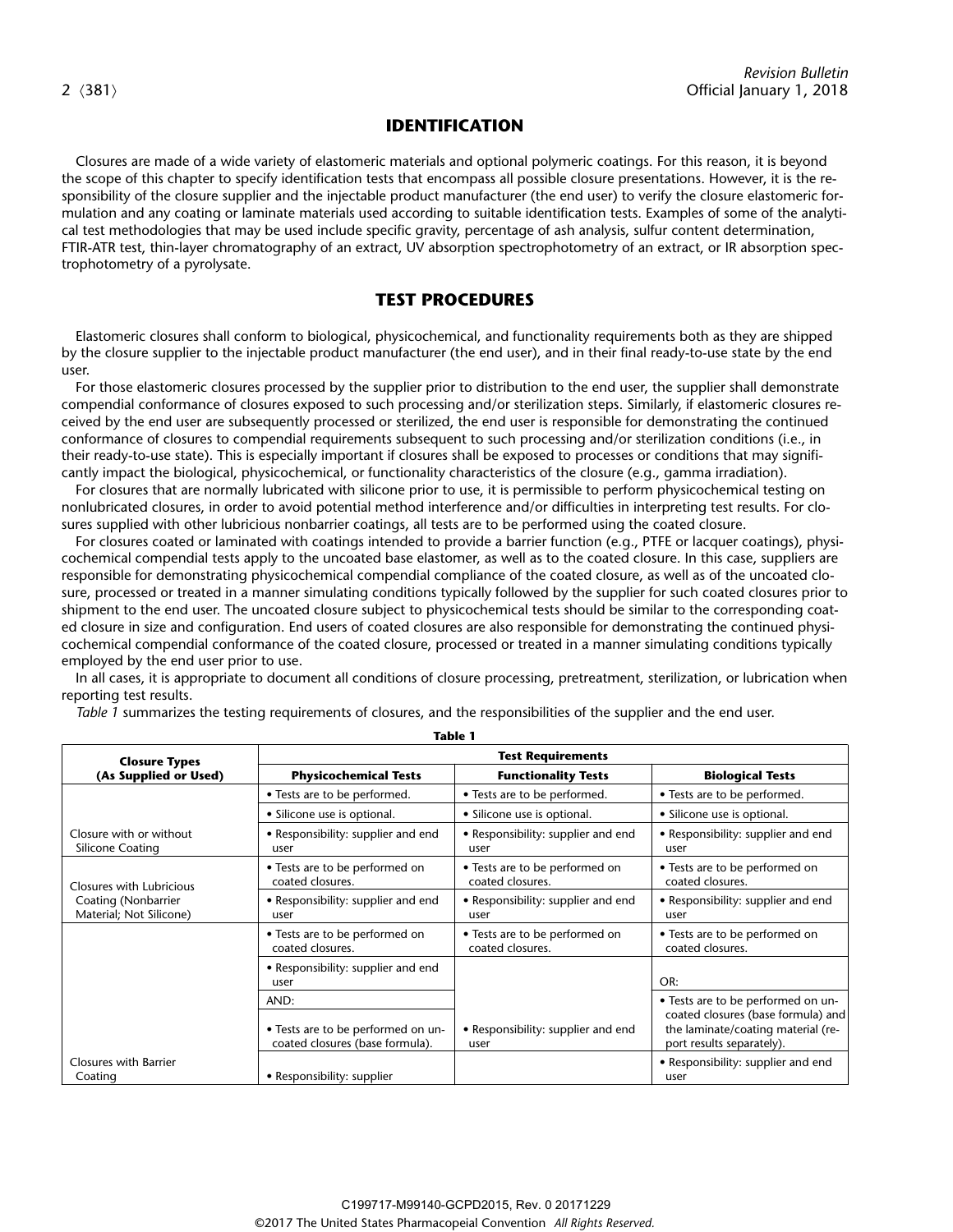## IDENTIFICATION

Closures are made of a wide variety of elastomeric materials and optional polymeric coatings. For this reason, it is beyond the scope of this chapter to specify identification tests that encompass all possible closure presentations. However, it is the responsibility of the closure supplier and the injectable product manufacturer (the end user) to verify the closure elastomeric formulation and any coating or laminate materials used according to suitable identification tests. Examples of some of the analytical test methodologies that may be used include specific gravity, percentage of ash analysis, sulfur content determination, FTIR-ATR test, thin-layer chromatography of an extract, UV absorption spectrophotometry of an extract, or IR absorption spectrophotometry of a pyrolysate.

## TEST PROCEDURES

Elastomeric closures shall conform to biological, physicochemical, and functionality requirements both as they are shipped by the closure supplier to the injectable product manufacturer (the end user), and in their final ready-to-use state by the end user.

For those elastomeric closures processed by the supplier prior to distribution to the end user, the supplier shall demonstrate compendial conformance of closures exposed to such processing and/or sterilization steps. Similarly, if elastomeric closures received by the end user are subsequently processed or sterilized, the end user is responsible for demonstrating the continued conformance of closures to compendial requirements subsequent to such processing and/or sterilization conditions (i.e., in their ready-to-use state). This is especially important if closures shall be exposed to processes or conditions that may significantly impact the biological, physicochemical, or functionality characteristics of the closure (e.g., gamma irradiation).

For closures that are normally lubricated with silicone prior to use, it is permissible to perform physicochemical testing on nonlubricated closures, in order to avoid potential method interference and/or difficulties in interpreting test results. For closures supplied with other lubricious nonbarrier coatings, all tests are to be performed using the coated closure.

For closures coated or laminated with coatings intended to provide a barrier function (e.g., PTFE or lacquer coatings), physicochemical compendial tests apply to the uncoated base elastomer, as well as to the coated closure. In this case, suppliers are responsible for demonstrating physicochemical compendial compliance of the coated closure, as well as of the uncoated closure, processed or treated in a manner simulating conditions typically followed by the supplier for such coated closures prior to shipment to the end user. The uncoated closure subject to physicochemical tests should be similar to the corresponding coated closure in size and configuration. End users of coated closures are also responsible for demonstrating the continued physicochemical compendial conformance of the coated closure, processed or treated in a manner simulating conditions typically employed by the end user prior to use.

In all cases, it is appropriate to document all conditions of closure processing, pretreatment, sterilization, or lubrication when reporting test results.

*Table 1* summarizes the testing requirements of closures, and the responsibilities of the supplier and the end user.

**Table 1**

| Closure Types (As Supplied or Used) | Test Requirements | | |
|---|---|---|---|
| | **Physicochemical Tests** | **Functionality Tests** | **Biological Tests** |
| Closure with or without Silicone Coating | • Tests are to be performed.<br>• Silicone use is optional.<br>• Responsibility: supplier and end user | • Tests are to be performed.<br>• Silicone use is optional.<br>• Responsibility: supplier and end user | • Tests are to be performed.<br>• Silicone use is optional.<br>• Responsibility: supplier and end user |
| Closures with Lubricious Coating (Nonbarrier Material; Not Silicone) | • Tests are to be performed on coated closures.<br>• Responsibility: supplier and end user | • Tests are to be performed on coated closures.<br>• Responsibility: supplier and end user | • Tests are to be performed on coated closures.<br>• Responsibility: supplier and end user |
| Closures with Barrier Coating | • Tests are to be performed on coated closures.<br>• Responsibility: supplier and end user<br>AND:<br>• Tests are to be performed on uncoated closures (base formula).<br>• Responsibility: supplier | • Tests are to be performed on coated closures.<br>• Responsibility: supplier and end user | • Tests are to be performed on coated closures.<br>OR:<br>• Tests are to be performed on uncoated closures (base formula) and the laminate/coating material (report results separately).<br>• Responsibility: supplier and end user |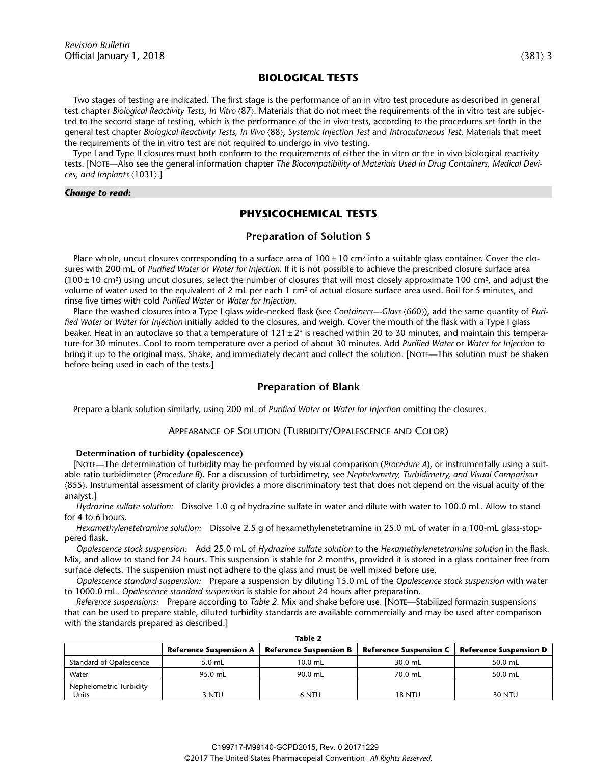## BIOLOGICAL TESTS

Two stages of testing are indicated. The first stage is the performance of an in vitro test procedure as described in general test chapter *Biological Reactivity Tests, In Vitro* ⟨87⟩. Materials that do not meet the requirements of the in vitro test are subjected to the second stage of testing, which is the performance of the in vivo tests, according to the procedures set forth in the general test chapter *Biological Reactivity Tests, In Vivo* ⟨88⟩, *Systemic Injection Test* and *Intracutaneous Test*. Materials that meet the requirements of the in vitro test are not required to undergo in vivo testing.

Type I and Type II closures must both conform to the requirements of either the in vitro or the in vivo biological reactivity tests. [NOTE—Also see the general information chapter *The Biocompatibility of Materials Used in Drug Containers, Medical Devices, and Implants* ⟨1031⟩.]

***Change to read:***

## PHYSICOCHEMICAL TESTS

### Preparation of Solution S

Place whole, uncut closures corresponding to a surface area of 100 ± 10 cm² into a suitable glass container. Cover the closures with 200 mL of *Purified Water* or *Water for Injection*. If it is not possible to achieve the prescribed closure surface area (100 ± 10 cm²) using uncut closures, select the number of closures that will most closely approximate 100 cm², and adjust the volume of water used to the equivalent of 2 mL per each 1 cm² of actual closure surface area used. Boil for 5 minutes, and rinse five times with cold *Purified Water* or *Water for Injection*.

Place the washed closures into a Type I glass wide-necked flask (see *Containers—Glass* ⟨660⟩), add the same quantity of *Purified Water* or *Water for Injection* initially added to the closures, and weigh. Cover the mouth of the flask with a Type I glass beaker. Heat in an autoclave so that a temperature of 121 ± 2° is reached within 20 to 30 minutes, and maintain this temperature for 30 minutes. Cool to room temperature over a period of about 30 minutes. Add *Purified Water* or *Water for Injection* to bring it up to the original mass. Shake, and immediately decant and collect the solution. [NOTE—This solution must be shaken before being used in each of the tests.]

### Preparation of Blank

Prepare a blank solution similarly, using 200 mL of *Purified Water* or *Water for Injection* omitting the closures.

#### APPEARANCE OF SOLUTION (TURBIDITY/OPALESCENCE AND COLOR)

**Determination of turbidity (opalescence)**

[NOTE—The determination of turbidity may be performed by visual comparison (*Procedure A*), or instrumentally using a suitable ratio turbidimeter (*Procedure B*). For a discussion of turbidimetry, see *Nephelometry, Turbidimetry, and Visual Comparison* ⟨855⟩. Instrumental assessment of clarity provides a more discriminatory test that does not depend on the visual acuity of the analyst.]

*Hydrazine sulfate solution:* Dissolve 1.0 g of hydrazine sulfate in water and dilute with water to 100.0 mL. Allow to stand for 4 to 6 hours.

*Hexamethylenetetramine solution:* Dissolve 2.5 g of hexamethylenetetramine in 25.0 mL of water in a 100-mL glass-stoppered flask.

*Opalescence stock suspension:* Add 25.0 mL of *Hydrazine sulfate solution* to the *Hexamethylenetetramine solution* in the flask. Mix, and allow to stand for 24 hours. This suspension is stable for 2 months, provided it is stored in a glass container free from surface defects. The suspension must not adhere to the glass and must be well mixed before use.

*Opalescence standard suspension:* Prepare a suspension by diluting 15.0 mL of the *Opalescence stock suspension* with water to 1000.0 mL. *Opalescence standard suspension* is stable for about 24 hours after preparation.

*Reference suspensions:* Prepare according to *Table 2*. Mix and shake before use. [NOTE—Stabilized formazin suspensions that can be used to prepare stable, diluted turbidity standards are available commercially and may be used after comparison with the standards prepared as described.]

**Table 2**

| | Reference Suspension A | Reference Suspension B | Reference Suspension C | Reference Suspension D |
|---|---|---|---|---|
| Standard of Opalescence | 5.0 mL | 10.0 mL | 30.0 mL | 50.0 mL |
| Water | 95.0 mL | 90.0 mL | 70.0 mL | 50.0 mL |
| Nephelometric Turbidity Units | 3 NTU | 6 NTU | 18 NTU | 30 NTU |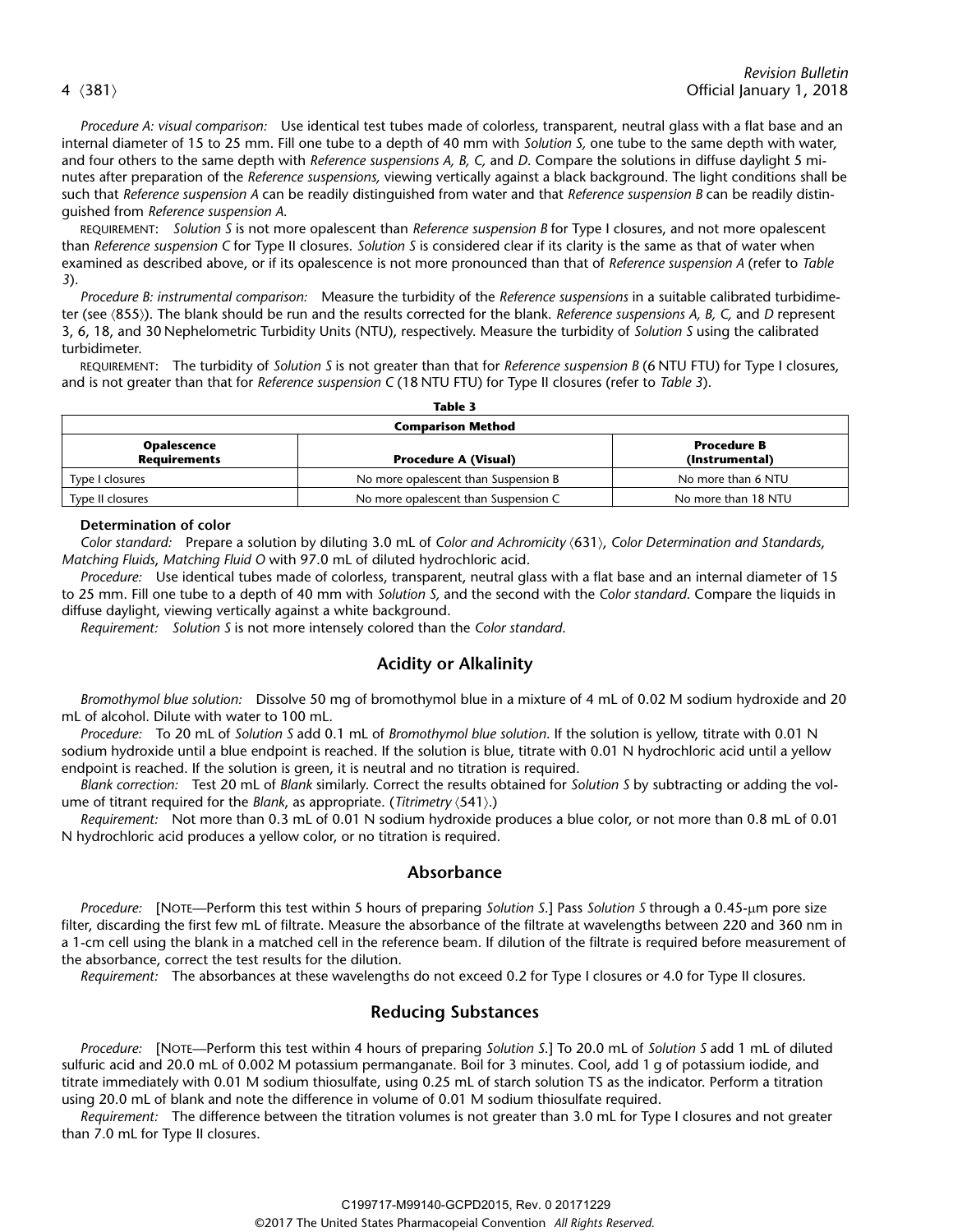*Procedure A: visual comparison:* Use identical test tubes made of colorless, transparent, neutral glass with a flat base and an internal diameter of 15 to 25 mm. Fill one tube to a depth of 40 mm with *Solution S,* one tube to the same depth with water, and four others to the same depth with *Reference suspensions A, B, C,* and *D*. Compare the solutions in diffuse daylight 5 minutes after preparation of the *Reference suspensions,* viewing vertically against a black background. The light conditions shall be such that *Reference suspension A* can be readily distinguished from water and that *Reference suspension B* can be readily distinguished from *Reference suspension A*.

REQUIREMENT: *Solution S* is not more opalescent than *Reference suspension B* for Type I closures, and not more opalescent than *Reference suspension C* for Type II closures. *Solution S* is considered clear if its clarity is the same as that of water when examined as described above, or if its opalescence is not more pronounced than that of *Reference suspension A* (refer to *Table 3*).

*Procedure B: instrumental comparison:* Measure the turbidity of the *Reference suspensions* in a suitable calibrated turbidimeter (see ⟨855⟩). The blank should be run and the results corrected for the blank. *Reference suspensions A, B, C,* and *D* represent 3, 6, 18, and 30 Nephelometric Turbidity Units (NTU), respectively. Measure the turbidity of *Solution S* using the calibrated turbidimeter.

REQUIREMENT: The turbidity of *Solution S* is not greater than that for *Reference suspension B* (6 NTU FTU) for Type I closures, and is not greater than that for *Reference suspension C* (18 NTU FTU) for Type II closures (refer to *Table 3*).

**Table 3**

| Comparison Method | | |
|---|---|---|
| **Opalescence Requirements** | **Procedure A (Visual)** | **Procedure B (Instrumental)** |
| Type I closures | No more opalescent than Suspension B | No more than 6 NTU |
| Type II closures | No more opalescent than Suspension C | No more than 18 NTU |

**Determination of color**

*Color standard:* Prepare a solution by diluting 3.0 mL of *Color and Achromicity* ⟨631⟩, *Color Determination and Standards*, *Matching Fluids*, *Matching Fluid O* with 97.0 mL of diluted hydrochloric acid.

*Procedure:* Use identical tubes made of colorless, transparent, neutral glass with a flat base and an internal diameter of 15 to 25 mm. Fill one tube to a depth of 40 mm with *Solution S,* and the second with the *Color standard*. Compare the liquids in diffuse daylight, viewing vertically against a white background.

*Requirement:* *Solution S* is not more intensely colored than the *Color standard.*

## Acidity or Alkalinity

*Bromothymol blue solution:* Dissolve 50 mg of bromothymol blue in a mixture of 4 mL of 0.02 M sodium hydroxide and 20 mL of alcohol. Dilute with water to 100 mL.

*Procedure:* To 20 mL of *Solution S* add 0.1 mL of *Bromothymol blue solution*. If the solution is yellow, titrate with 0.01 N sodium hydroxide until a blue endpoint is reached. If the solution is blue, titrate with 0.01 N hydrochloric acid until a yellow endpoint is reached. If the solution is green, it is neutral and no titration is required.

*Blank correction:* Test 20 mL of *Blank* similarly. Correct the results obtained for *Solution S* by subtracting or adding the volume of titrant required for the *Blank*, as appropriate. (*Titrimetry* ⟨541⟩.)

*Requirement:* Not more than 0.3 mL of 0.01 N sodium hydroxide produces a blue color, or not more than 0.8 mL of 0.01 N hydrochloric acid produces a yellow color, or no titration is required.

## Absorbance

*Procedure:* [NOTE—Perform this test within 5 hours of preparing *Solution S*.] Pass *Solution S* through a 0.45-µm pore size filter, discarding the first few mL of filtrate. Measure the absorbance of the filtrate at wavelengths between 220 and 360 nm in a 1-cm cell using the blank in a matched cell in the reference beam. If dilution of the filtrate is required before measurement of the absorbance, correct the test results for the dilution.

*Requirement:* The absorbances at these wavelengths do not exceed 0.2 for Type I closures or 4.0 for Type II closures.

## Reducing Substances

*Procedure:* [NOTE—Perform this test within 4 hours of preparing *Solution S*.] To 20.0 mL of *Solution S* add 1 mL of diluted sulfuric acid and 20.0 mL of 0.002 M potassium permanganate. Boil for 3 minutes. Cool, add 1 g of potassium iodide, and titrate immediately with 0.01 M sodium thiosulfate, using 0.25 mL of starch solution TS as the indicator. Perform a titration using 20.0 mL of blank and note the difference in volume of 0.01 M sodium thiosulfate required.

*Requirement:* The difference between the titration volumes is not greater than 3.0 mL for Type I closures and not greater than 7.0 mL for Type II closures.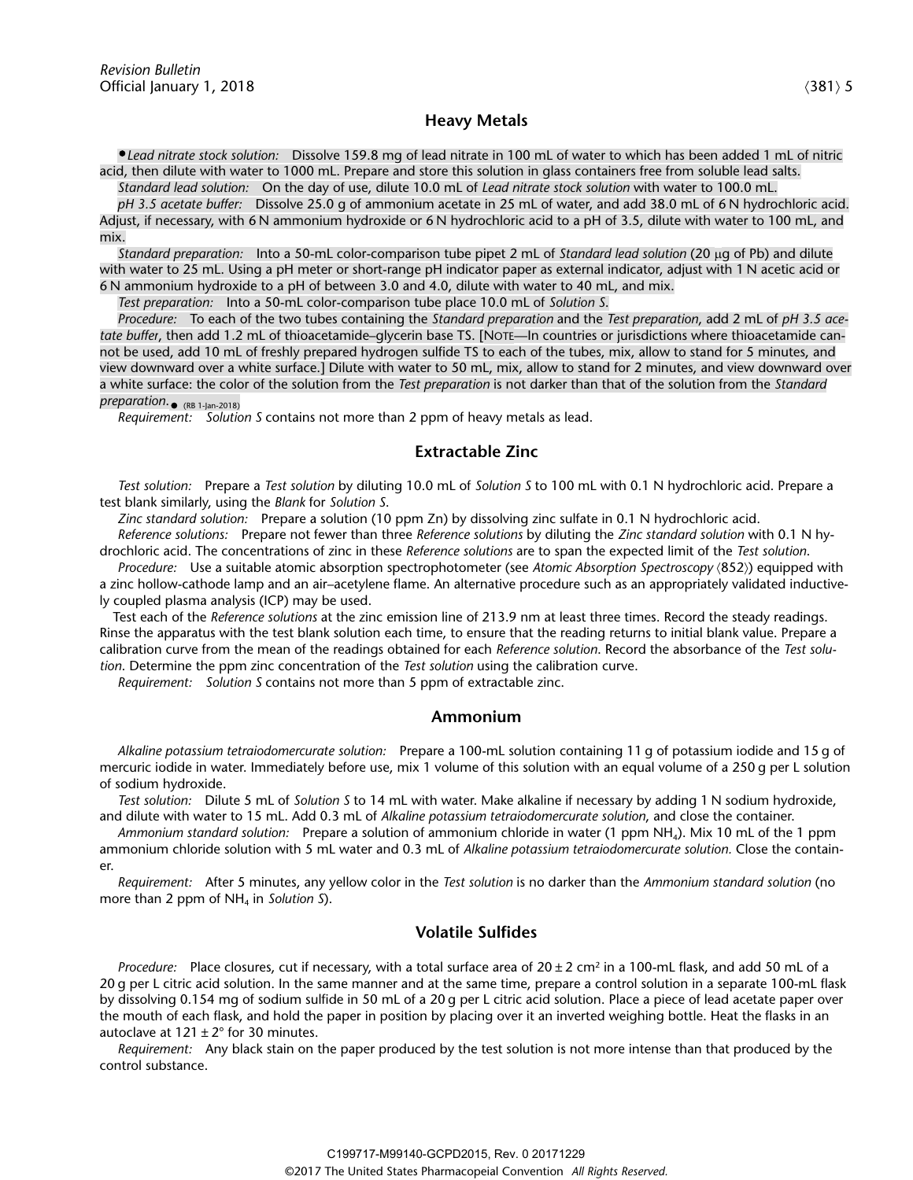## Heavy Metals

•*Lead nitrate stock solution:* Dissolve 159.8 mg of lead nitrate in 100 mL of water to which has been added 1 mL of nitric acid, then dilute with water to 1000 mL. Prepare and store this solution in glass containers free from soluble lead salts.

*Standard lead solution:* On the day of use, dilute 10.0 mL of *Lead nitrate stock solution* with water to 100.0 mL.

*pH 3.5 acetate buffer:* Dissolve 25.0 g of ammonium acetate in 25 mL of water, and add 38.0 mL of 6 N hydrochloric acid. Adjust, if necessary, with 6 N ammonium hydroxide or 6 N hydrochloric acid to a pH of 3.5, dilute with water to 100 mL, and mix.

*Standard preparation:* Into a 50-mL color-comparison tube pipet 2 mL of *Standard lead solution* (20 µg of Pb) and dilute with water to 25 mL. Using a pH meter or short-range pH indicator paper as external indicator, adjust with 1 N acetic acid or 6 N ammonium hydroxide to a pH of between 3.0 and 4.0, dilute with water to 40 mL, and mix.

*Test preparation:* Into a 50-mL color-comparison tube place 10.0 mL of *Solution S*.

*Procedure:* To each of the two tubes containing the *Standard preparation* and the *Test preparation*, add 2 mL of *pH 3.5 acetate buffer*, then add 1.2 mL of thioacetamide–glycerin base TS. [Note—In countries or jurisdictions where thioacetamide cannot be used, add 10 mL of freshly prepared hydrogen sulfide TS to each of the tubes, mix, allow to stand for 5 minutes, and view downward over a white surface.] Dilute with water to 50 mL, mix, allow to stand for 2 minutes, and view downward over a white surface: the color of the solution from the *Test preparation* is not darker than that of the solution from the *Standard preparation*.• (RB 1-Jan-2018)

*Requirement:* *Solution S* contains not more than 2 ppm of heavy metals as lead.

## Extractable Zinc

*Test solution:* Prepare a *Test solution* by diluting 10.0 mL of *Solution S* to 100 mL with 0.1 N hydrochloric acid. Prepare a test blank similarly, using the *Blank* for *Solution S*.

*Zinc standard solution:* Prepare a solution (10 ppm Zn) by dissolving zinc sulfate in 0.1 N hydrochloric acid.

*Reference solutions:* Prepare not fewer than three *Reference solutions* by diluting the *Zinc standard solution* with 0.1 N hydrochloric acid. The concentrations of zinc in these *Reference solutions* are to span the expected limit of the *Test solution*.

*Procedure:* Use a suitable atomic absorption spectrophotometer (see *Atomic Absorption Spectroscopy* ⟨852⟩) equipped with a zinc hollow-cathode lamp and an air–acetylene flame. An alternative procedure such as an appropriately validated inductively coupled plasma analysis (ICP) may be used.

Test each of the *Reference solutions* at the zinc emission line of 213.9 nm at least three times. Record the steady readings. Rinse the apparatus with the test blank solution each time, to ensure that the reading returns to initial blank value. Prepare a calibration curve from the mean of the readings obtained for each *Reference solution*. Record the absorbance of the *Test solution*. Determine the ppm zinc concentration of the *Test solution* using the calibration curve.

*Requirement:* *Solution S* contains not more than 5 ppm of extractable zinc.

## Ammonium

*Alkaline potassium tetraiodomercurate solution:* Prepare a 100-mL solution containing 11 g of potassium iodide and 15 g of mercuric iodide in water. Immediately before use, mix 1 volume of this solution with an equal volume of a 250 g per L solution of sodium hydroxide.

*Test solution:* Dilute 5 mL of *Solution S* to 14 mL with water. Make alkaline if necessary by adding 1 N sodium hydroxide, and dilute with water to 15 mL. Add 0.3 mL of *Alkaline potassium tetraiodomercurate solution*, and close the container.

*Ammonium standard solution:* Prepare a solution of ammonium chloride in water (1 ppm $NH_4$). Mix 10 mL of the 1 ppm ammonium chloride solution with 5 mL water and 0.3 mL of *Alkaline potassium tetraiodomercurate solution.* Close the container.

*Requirement:* After 5 minutes, any yellow color in the *Test solution* is no darker than the *Ammonium standard solution* (no more than 2 ppm of $NH_4$ in *Solution S*).

## Volatile Sulfides

*Procedure:* Place closures, cut if necessary, with a total surface area of 20 ± 2 $cm^2$ in a 100-mL flask, and add 50 mL of a 20 g per L citric acid solution. In the same manner and at the same time, prepare a control solution in a separate 100-mL flask by dissolving 0.154 mg of sodium sulfide in 50 mL of a 20 g per L citric acid solution. Place a piece of lead acetate paper over the mouth of each flask, and hold the paper in position by placing over it an inverted weighing bottle. Heat the flasks in an autoclave at 121 ± 2° for 30 minutes.

*Requirement:* Any black stain on the paper produced by the test solution is not more intense than that produced by the control substance.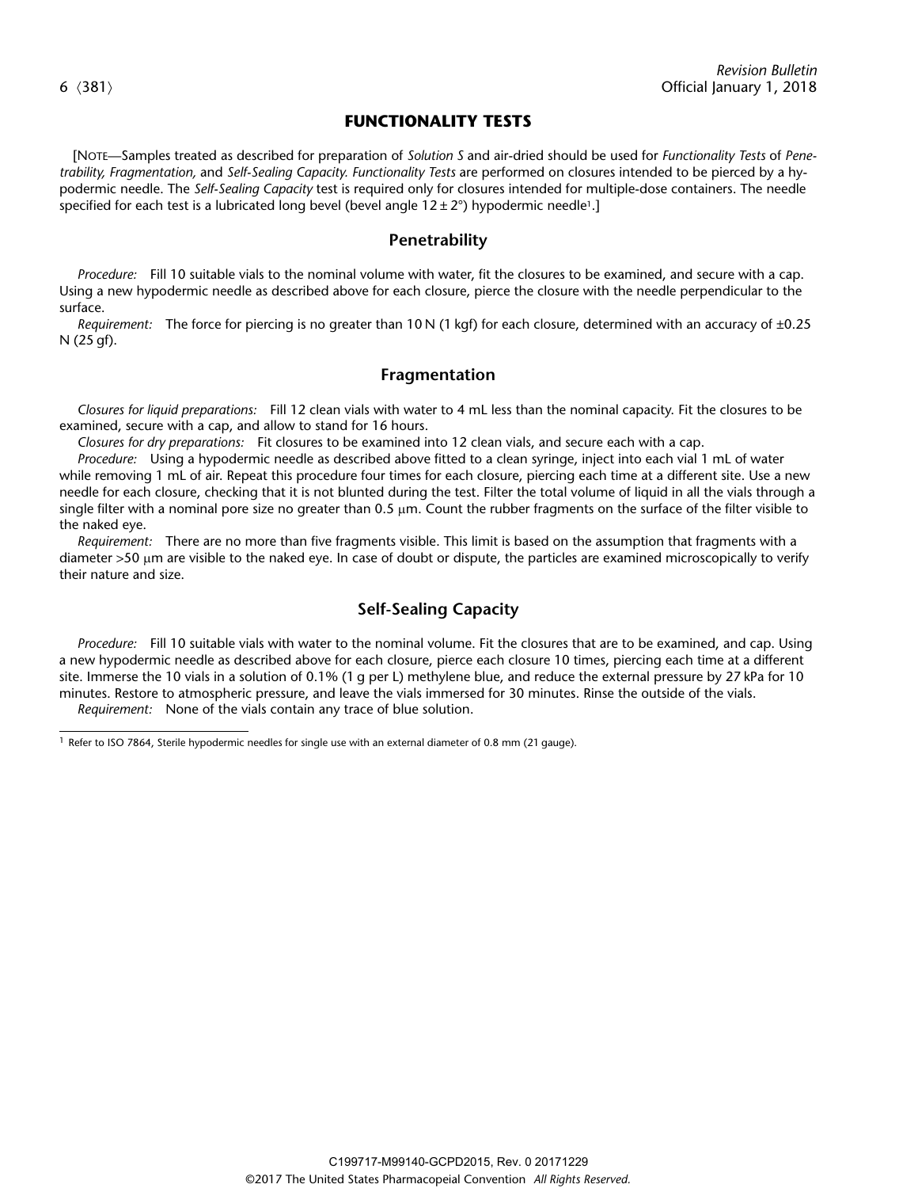## FUNCTIONALITY TESTS

[NOTE—Samples treated as described for preparation of *Solution S* and air-dried should be used for *Functionality Tests* of *Penetrability, Fragmentation,* and *Self-Sealing Capacity. Functionality Tests* are performed on closures intended to be pierced by a hypodermic needle. The *Self-Sealing Capacity* test is required only for closures intended for multiple-dose containers. The needle specified for each test is a lubricated long bevel (bevel angle $12 \pm 2°$) hypodermic needle[1].]

### Penetrability

*Procedure:* Fill 10 suitable vials to the nominal volume with water, fit the closures to be examined, and secure with a cap. Using a new hypodermic needle as described above for each closure, pierce the closure with the needle perpendicular to the surface.

*Requirement:* The force for piercing is no greater than 10 N (1 kgf) for each closure, determined with an accuracy of ±0.25 N (25 gf).

### Fragmentation

*Closures for liquid preparations:* Fill 12 clean vials with water to 4 mL less than the nominal capacity. Fit the closures to be examined, secure with a cap, and allow to stand for 16 hours.

*Closures for dry preparations:* Fit closures to be examined into 12 clean vials, and secure each with a cap.

*Procedure:* Using a hypodermic needle as described above fitted to a clean syringe, inject into each vial 1 mL of water while removing 1 mL of air. Repeat this procedure four times for each closure, piercing each time at a different site. Use a new needle for each closure, checking that it is not blunted during the test. Filter the total volume of liquid in all the vials through a single filter with a nominal pore size no greater than 0.5 µm. Count the rubber fragments on the surface of the filter visible to the naked eye.

*Requirement:* There are no more than five fragments visible. This limit is based on the assumption that fragments with a diameter >50 µm are visible to the naked eye. In case of doubt or dispute, the particles are examined microscopically to verify their nature and size.

### Self-Sealing Capacity

*Procedure:* Fill 10 suitable vials with water to the nominal volume. Fit the closures that are to be examined, and cap. Using a new hypodermic needle as described above for each closure, pierce each closure 10 times, piercing each time at a different site. Immerse the 10 vials in a solution of 0.1% (1 g per L) methylene blue, and reduce the external pressure by 27 kPa for 10 minutes. Restore to atmospheric pressure, and leave the vials immersed for 30 minutes. Rinse the outside of the vials.

*Requirement:* None of the vials contain any trace of blue solution.

---

[1] Refer to ISO 7864, Sterile hypodermic needles for single use with an external diameter of 0.8 mm (21 gauge).